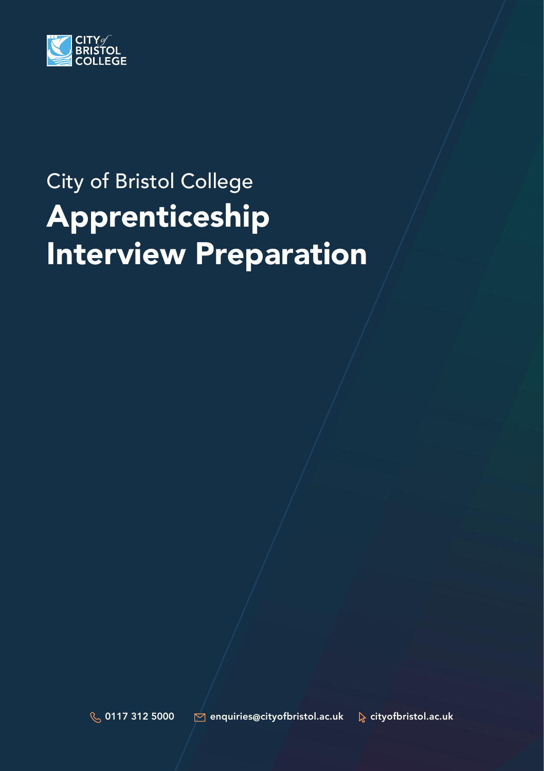CITY of BRISTOL COLLEGE

City of Bristol College

# Apprenticeship Interview Preparation

0117 312 5000 enquiries@cityofbristol.ac.uk cityofbristol.ac.uk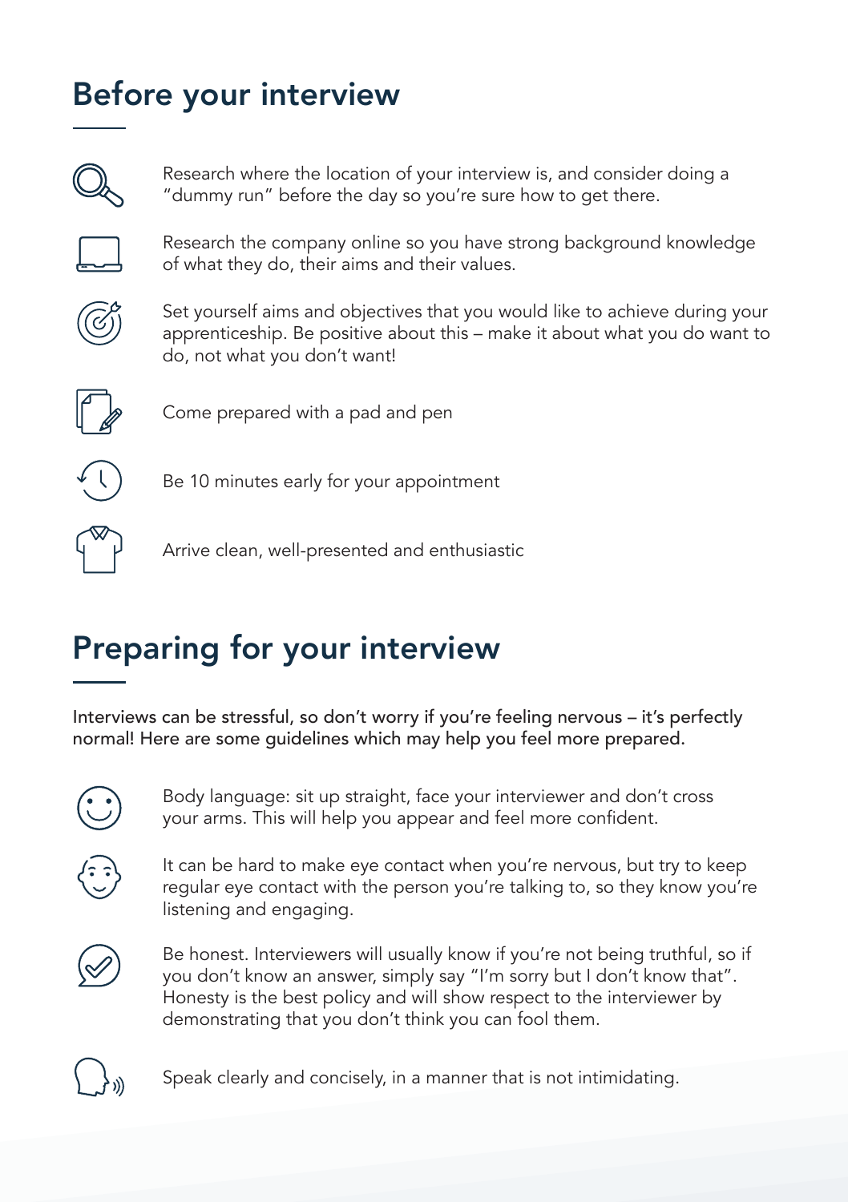## Before your interview

- Research where the location of your interview is, and consider doing a "dummy run" before the day so you're sure how to get there.
- Research the company online so you have strong background knowledge of what they do, their aims and their values.
- Set yourself aims and objectives that you would like to achieve during your apprenticeship. Be positive about this – make it about what you do want to do, not what you don't want!
- Come prepared with a pad and pen
- Be 10 minutes early for your appointment
- Arrive clean, well-presented and enthusiastic

## Preparing for your interview

Interviews can be stressful, so don't worry if you're feeling nervous – it's perfectly normal! Here are some guidelines which may help you feel more prepared.

- Body language: sit up straight, face your interviewer and don't cross your arms. This will help you appear and feel more confident.
- It can be hard to make eye contact when you're nervous, but try to keep regular eye contact with the person you're talking to, so they know you're listening and engaging.
- Be honest. Interviewers will usually know if you're not being truthful, so if you don't know an answer, simply say "I'm sorry but I don't know that". Honesty is the best policy and will show respect to the interviewer by demonstrating that you don't think you can fool them.
- Speak clearly and concisely, in a manner that is not intimidating.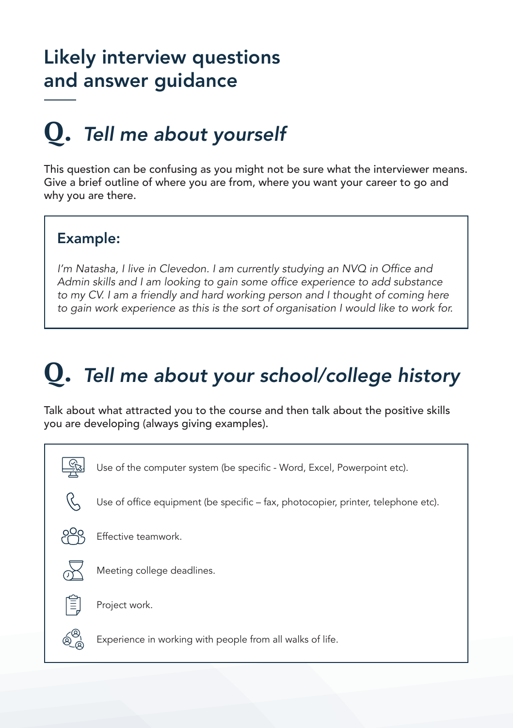# Likely interview questions and answer guidance

## Q. *Tell me about yourself*

This question can be confusing as you might not be sure what the interviewer means. Give a brief outline of where you are from, where you want your career to go and why you are there.

> **Example:**
>
> *I'm Natasha, I live in Clevedon. I am currently studying an NVQ in Office and Admin skills and I am looking to gain some office experience to add substance to my CV. I am a friendly and hard working person and I thought of coming here to gain work experience as this is the sort of organisation I would like to work for.*

## Q. *Tell me about your school/college history*

Talk about what attracted you to the course and then talk about the positive skills you are developing (always giving examples).

- Use of the computer system (be specific - Word, Excel, Powerpoint etc).
- Use of office equipment (be specific – fax, photocopier, printer, telephone etc).
- Effective teamwork.
- Meeting college deadlines.
- Project work.
- Experience in working with people from all walks of life.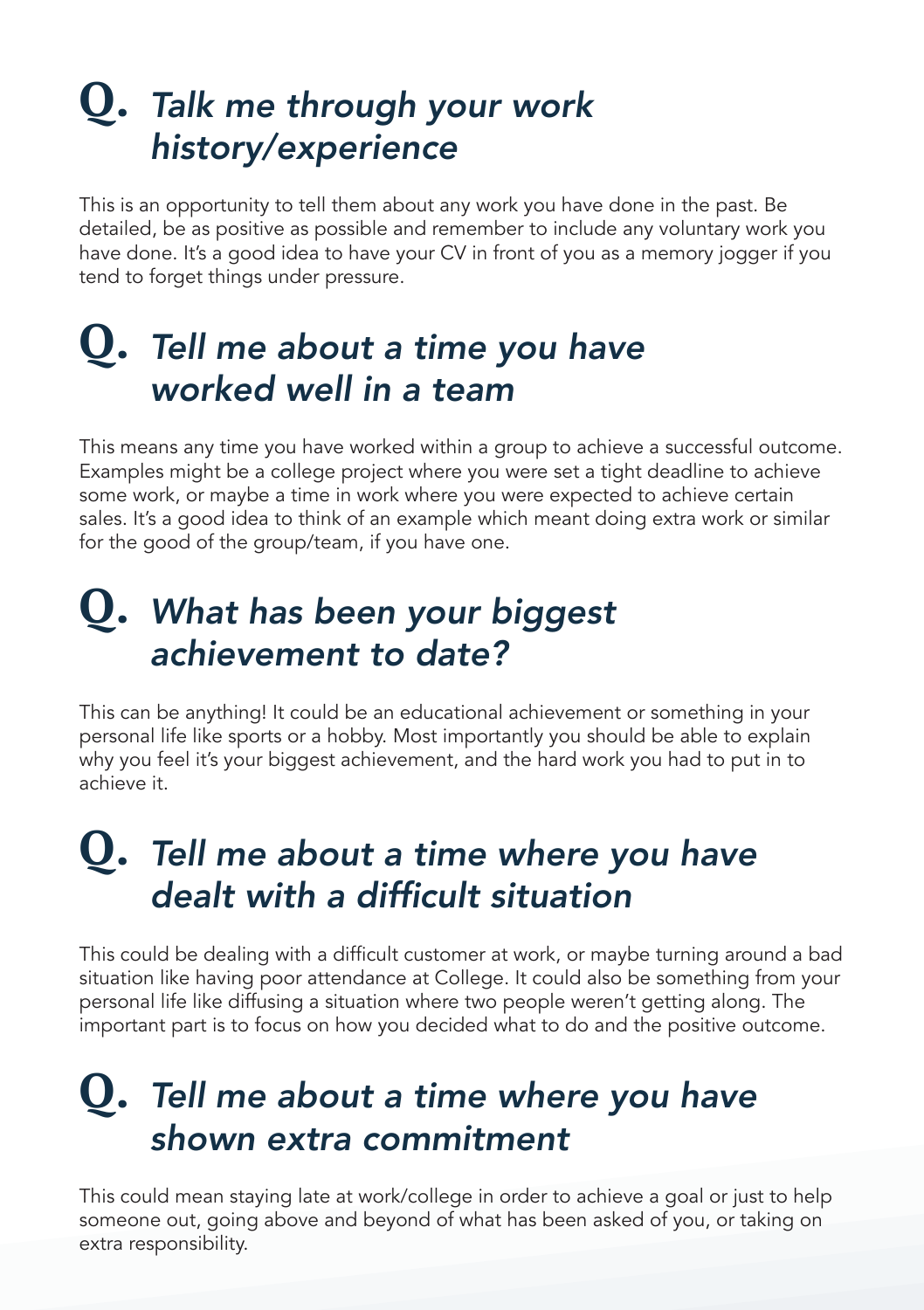## Q. *Talk me through your work history/experience*

This is an opportunity to tell them about any work you have done in the past. Be detailed, be as positive as possible and remember to include any voluntary work you have done. It's a good idea to have your CV in front of you as a memory jogger if you tend to forget things under pressure.

## Q. *Tell me about a time you have worked well in a team*

This means any time you have worked within a group to achieve a successful outcome. Examples might be a college project where you were set a tight deadline to achieve some work, or maybe a time in work where you were expected to achieve certain sales. It's a good idea to think of an example which meant doing extra work or similar for the good of the group/team, if you have one.

## Q. *What has been your biggest achievement to date?*

This can be anything! It could be an educational achievement or something in your personal life like sports or a hobby. Most importantly you should be able to explain why you feel it's your biggest achievement, and the hard work you had to put in to achieve it.

## Q. *Tell me about a time where you have dealt with a difficult situation*

This could be dealing with a difficult customer at work, or maybe turning around a bad situation like having poor attendance at College. It could also be something from your personal life like diffusing a situation where two people weren't getting along. The important part is to focus on how you decided what to do and the positive outcome.

## Q. *Tell me about a time where you have shown extra commitment*

This could mean staying late at work/college in order to achieve a goal or just to help someone out, going above and beyond of what has been asked of you, or taking on extra responsibility.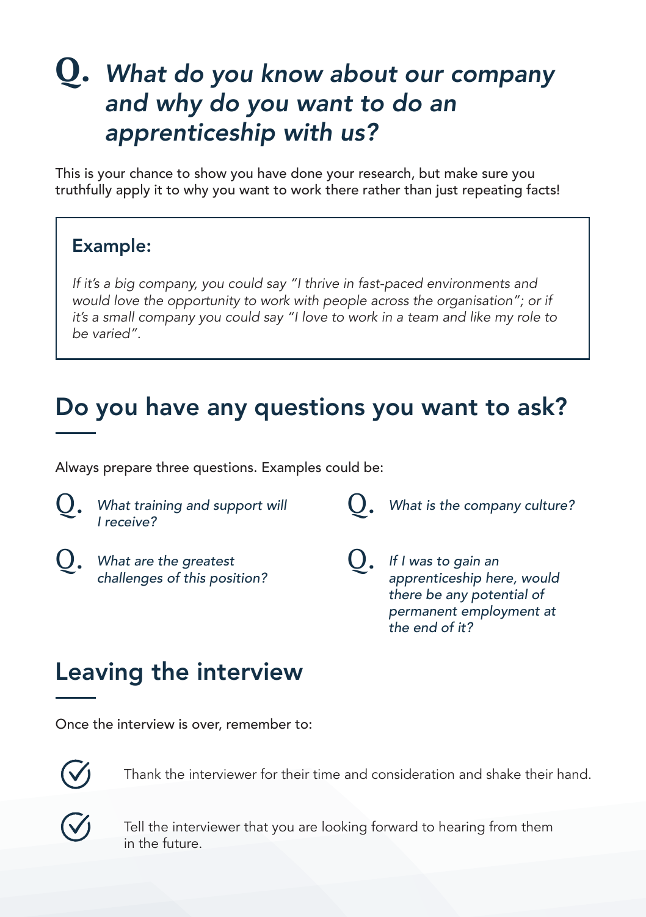## Q. *What do you know about our company and why do you want to do an apprenticeship with us?*

This is your chance to show you have done your research, but make sure you truthfully apply it to why you want to work there rather than just repeating facts!

> **Example:**
>
> *If it's a big company, you could say "I thrive in fast-paced environments and would love the opportunity to work with people across the organisation"; or if it's a small company you could say "I love to work in a team and like my role to be varied".*

## Do you have any questions you want to ask?

Always prepare three questions. Examples could be:

- Q. *What training and support will I receive?*
- Q. *What are the greatest challenges of this position?*
- Q. *What is the company culture?*
- Q. *If I was to gain an apprenticeship here, would there be any potential of permanent employment at the end of it?*

## Leaving the interview

Once the interview is over, remember to:

- Thank the interviewer for their time and consideration and shake their hand.
- Tell the interviewer that you are looking forward to hearing from them in the future.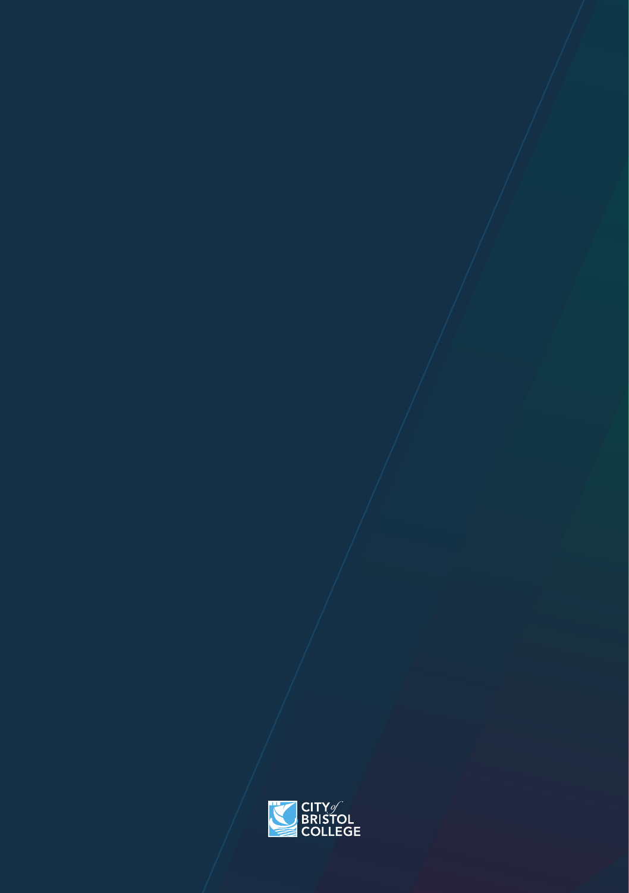CITY of BRISTOL COLLEGE